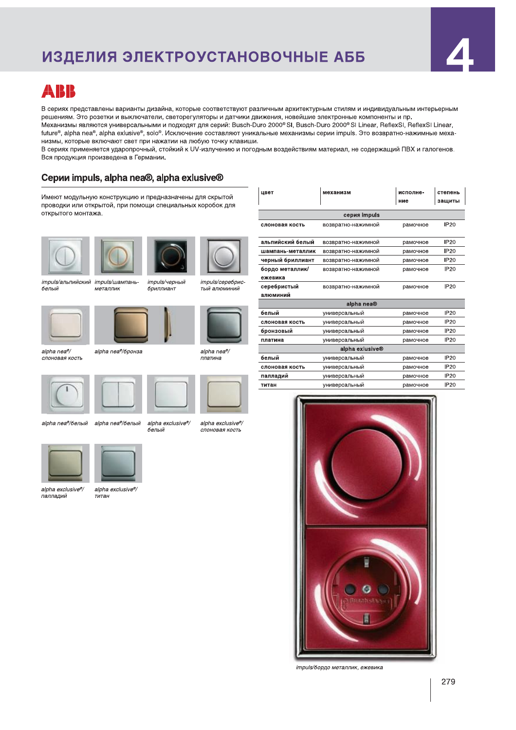# ИЗДЕЛИЯ ЭЛЕКТРОУСТАНОВОЧНЫЕ АББ

ABB

В сериях представлены варианты дизайна, которые соответствуют различным архитектурным стилям и индивидуальным интерьерным решениям. Это розетки и выключатели, светорегуляторы и датчики движения, новейшие электронные компоненты и пр.
Механизмы являются универсальными и подходят для серий: Busch-Duro 2000® SI, Busch-Duro 2000® SI Linear, ReflexSI, ReflexSI Linear, future®, alpha nea®, alpha exlusive®, solo®. Исключение составляют уникальные механизмы серии impuls. Это возвратно-нажимные механизмы, которые включают свет при нажатии на любую точку клавиши.
В сериях применяется ударопрочный, стойкий к UV-излучению и погодным воздействиям материал, не содержащий ПВХ и галогенов.
Вся продукция произведена в Германии.

## Серии impuls, alpha nea®, alpha exlusive®

Имеют модульную конструкцию и предназначены для скрытой проводки или открытой, при помощи специальных коробок для открытого монтажа.

*impuls/альпийский белый*

*impuls/шампань-металлик*

*impuls/черный бриллиант*

*impuls/серебристый алюминий*

*alpha nea®/ слоновая кость*

*alpha nea®/бронза*

*alpha nea®/ платина*

*alpha nea®/белый*

*alpha nea®/белый*

*alpha exclusive®/ белый*

*alpha exclusive®/ слоновая кость*

*alpha exclusive®/ палладий*

*alpha exclusive®/ титан*

| цвет | механизм | исполнение | степень защиты |
|---|---|---|---|
| **серия impuls** | | | |
| слоновая кость | возвратно-нажимной | рамочное | IP20 |
| альпийский белый | возвратно-нажимной | рамочное | IP20 |
| шампань-металлик | возвратно-нажимной | рамочное | IP20 |
| черный бриллиант | возвратно-нажимной | рамочное | IP20 |
| бордо металлик/ ежевика | возвратно-нажимной | рамочное | IP20 |
| серебристый алюминий | возвратно-нажимной | рамочное | IP20 |
| **alpha nea®** | | | |
| белый | универсальный | рамочное | IP20 |
| слоновая кость | универсальный | рамочное | IP20 |
| бронзовый | универсальный | рамочное | IP20 |
| платина | универсальный | рамочное | IP20 |
| **alpha exlusive®** | | | |
| белый | универсальный | рамочное | IP20 |
| слоновая кость | универсальный | рамочное | IP20 |
| палладий | универсальный | рамочное | IP20 |
| титан | универсальный | рамочное | IP20 |

*impuls/бордо металлик, ежевика*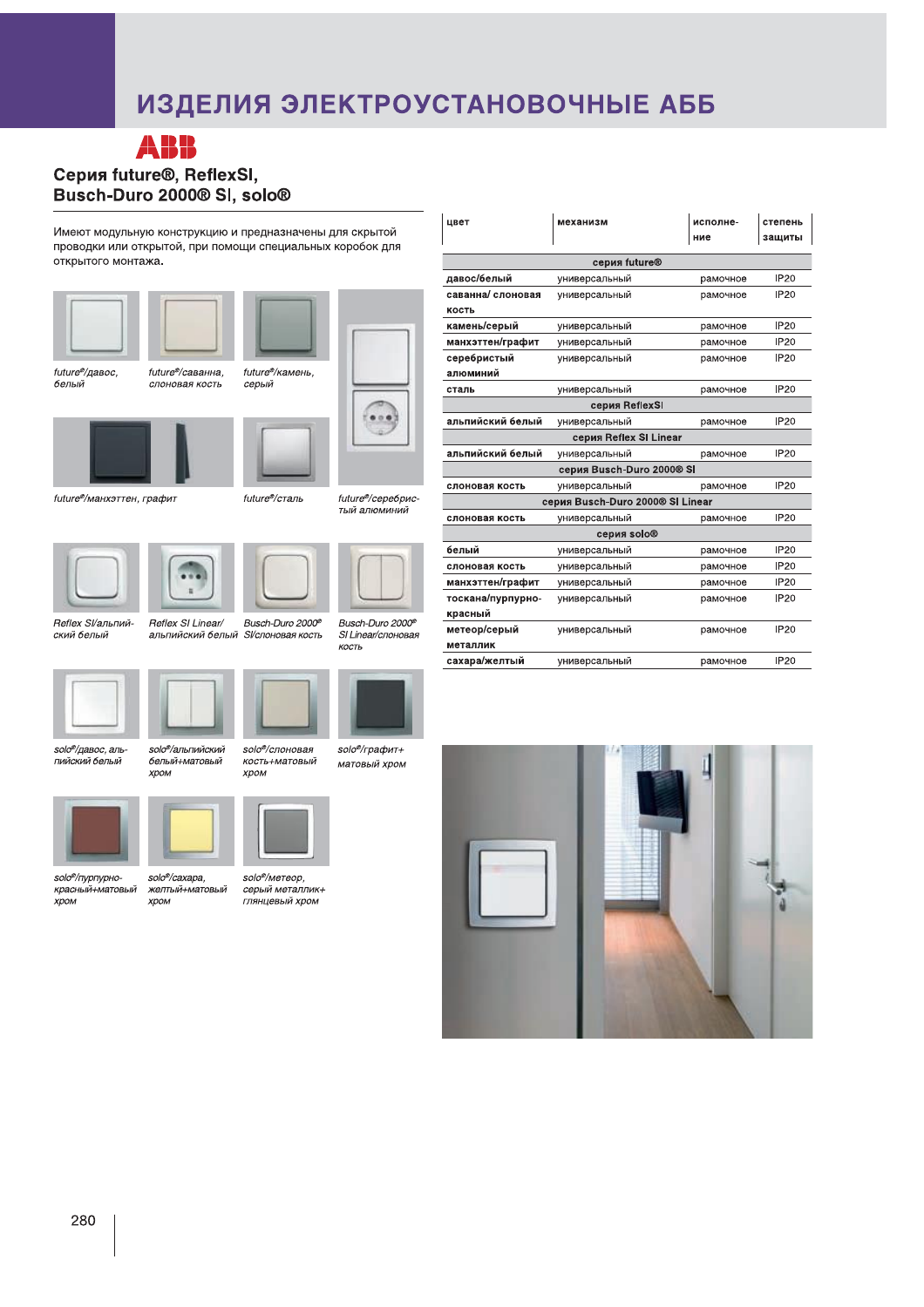# ИЗДЕЛИЯ ЭЛЕКТРОУСТАНОВОЧНЫЕ АББ

ABB

## Серия future®, ReflexSI, Busch-Duro 2000® SI, solo®

Имеют модульную конструкцию и предназначены для скрытой проводки или открытой, при помощи специальных коробок для открытого монтажа.

*future®/давос, белый*

*future®/саванна, слоновая кость*

*future®/камень, серый*

*future®/манхэттен, графит*

*future®/сталь*

*future®/серебристый алюминий*

*Reflex SI/альпийский белый*

*Reflex SI Linear/ альпийский белый*

*Busch-Duro 2000® SI/слоновая кость*

*Busch-Duro 2000® SI Linear/слоновая кость*

*solo®/давос, альпийский белый*

*solo®/альпийский белый+матовый хром*

*solo®/слоновая кость+матовый хром*

*solo®/графит+ матовый хром*

*solo®/пурпурно-красный+матовый хром*

*solo®/сахара, желтый+матовый хром*

*solo®/метеор, серый металлик+ глянцевый хром*

| цвет | механизм | исполнение | степень защиты |
|---|---|---|---|
| **серия future®** | | | |
| **давос/белый** | универсальный | рамочное | IP20 |
| **саванна/ слоновая кость** | универсальный | рамочное | IP20 |
| **камень/серый** | универсальный | рамочное | IP20 |
| **манхэттен/графит** | универсальный | рамочное | IP20 |
| **серебристый алюминий** | универсальный | рамочное | IP20 |
| **сталь** | универсальный | рамочное | IP20 |
| **серия ReflexSI** | | | |
| **альпийский белый** | универсальный | рамочное | IP20 |
| **серия Reflex SI Linear** | | | |
| **альпийский белый** | универсальный | рамочное | IP20 |
| **серия Busch-Duro 2000® SI** | | | |
| **слоновая кость** | универсальный | рамочное | IP20 |
| **серия Busch-Duro 2000® SI Linear** | | | |
| **слоновая кость** | универсальный | рамочное | IP20 |
| **серия solo®** | | | |
| **белый** | универсальный | рамочное | IP20 |
| **слоновая кость** | универсальный | рамочное | IP20 |
| **манхэттен/графит** | универсальный | рамочное | IP20 |
| **тоскана/пурпурно-красный** | универсальный | рамочное | IP20 |
| **метеор/серый металлик** | универсальный | рамочное | IP20 |
| **сахара/желтый** | универсальный | рамочное | IP20 |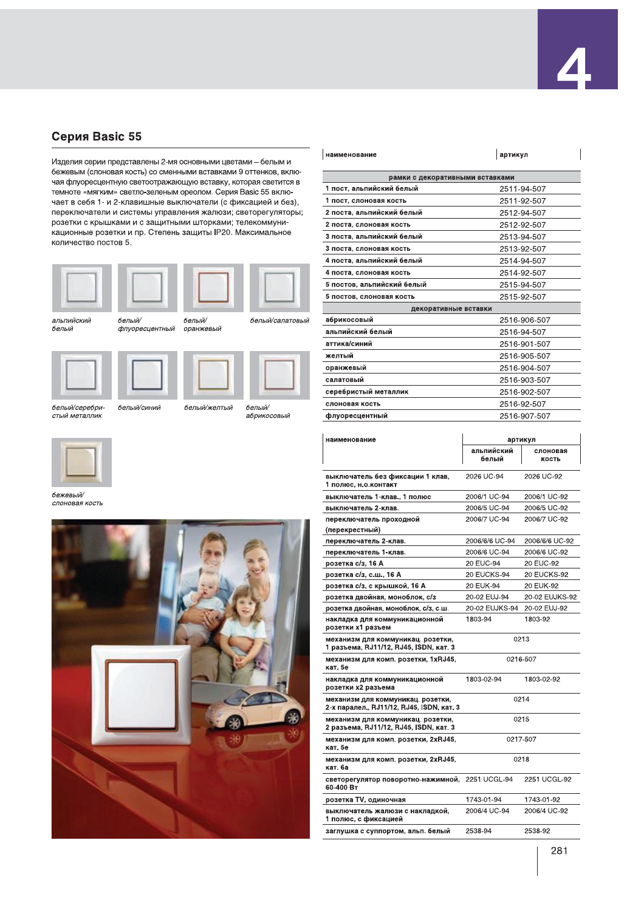## Серия Basic 55

Изделия серии представлены 2-мя основными цветами – белым и бежевым (слоновая кость) со сменными вставками 9 оттенков, включая флуоресцентную светоотражающую вставку, которая светится в темноте «мягким» светло-зеленым ореолом. Серия Basic 55 включает в себя 1- и 2-клавишные выключатели (с фиксацией и без), переключатели и системы управления жалюзи; светорегуляторы; розетки с крышками и с защитными шторками; телекоммуникационные розетки и пр. Степень защиты IP20. Максимальное количество постов 5.

*альпийский белый*

*белый/флуоресцентный*

*белый/оранжевый*

*белый/салатовый*

*белый/серебристый металлик*

*белый/синий*

*белый/желтый*

*белый/абрикосовый*

*бежевый/слоновая кость*

| наименование | артикул |
|---|---|
| **рамки с декоративными вставками** | |
| 1 пост, альпийский белый | 2511-94-507 |
| 1 пост, слоновая кость | 2511-92-507 |
| 2 поста, альпийский белый | 2512-94-507 |
| 2 поста, слоновая кость | 2512-92-507 |
| 3 поста, альпийский белый | 2513-94-507 |
| 3 поста, слоновая кость | 2513-92-507 |
| 4 поста, альпийский белый | 2514-94-507 |
| 4 поста, слоновая кость | 2514-92-507 |
| 5 постов, альпийский белый | 2515-94-507 |
| 5 постов, слоновая кость | 2515-92-507 |
| **декоративные вставки** | |
| абрикосовый | 2516-906-507 |
| альпийский белый | 2516-94-507 |
| аттика/синий | 2516-901-507 |
| желтый | 2516-905-507 |
| оранжевый | 2516-904-507 |
| салатовый | 2516-903-507 |
| серебристый металлик | 2516-902-507 |
| слоновая кость | 2516-92-507 |
| флуоресцентный | 2516-907-507 |

| наименование | артикул | |
|---|---|---|
| | альпийский белый | слоновая кость |
| выключатель без фиксации 1 клав, 1 полюс, н.о.контакт | 2026 UC-94 | 2026 UC-92 |
| выключатель 1-клав., 1 полюс | 2006/1 UC-94 | 2006/1 UC-92 |
| выключатель 2-клав. | 2006/5 UC-94 | 2006/5 UC-92 |
| переключатель проходной (перекрестный) | 2006/7 UC-94 | 2006/7 UC-92 |
| переключатель 2-клав. | 2006/6/6 UC-94 | 2006/6/6 UC-92 |
| переключатель 1-клав. | 2006/6 UC-94 | 2006/6 UC-92 |
| розетка с/з, 16 А | 20 EUC-94 | 20 EUC-92 |
| розетка с/з, с.ш., 16 А | 20 EUCKS-94 | 20 EUCKS-92 |
| розетка с/з, с крышкой, 16 А | 20 EUK-94 | 20 EUK-92 |
| розетка двойная, моноблок, с/з | 20-02 EUJ-94 | 20-02 EUJKS-92 |
| розетка двойная, моноблок, с/з, с.ш. | 20-02 EUJKS-94 | 20-02 EUJ-92 |
| накладка для коммуникационной розетки х1 разъем | 1803-94 | 1803-92 |
| механизм для коммуникац. розетки, 1 разъема, RJ11/12, RJ45, ISDN, кат. 3 | 0213 | |
| механизм для комп. розетки, 1xRJ45, кат. 5е | 0216-507 | |
| накладка для коммуникационной розетки х2 разъема | 1803-02-94 | 1803-02-92 |
| механизм для коммуникац. розетки, 2-х паралел., RJ11/12, RJ45, ISDN, кат. 3 | 0214 | |
| механизм для коммуникац. розетки, 2 разъема, RJ11/12, RJ45, ISDN, кат. 3 | 0215 | |
| механизм для комп. розетки, 2xRJ45, кат. 5е | 0217-507 | |
| механизм для комп. розетки, 2xRJ45, кат. 6а | 0218 | |
| светорегулятор поворотно-нажимной, 60-400 Вт | 2251 UCGL-94 | 2251 UCGL-92 |
| розетка TV, одиночная | 1743-01-94 | 1743-01-92 |
| выключатель жалюзи с накладкой, 1 полюс, с фиксацией | 2006/4 UC-94 | 2006/4 UC-92 |
| заглушка с суппортом, альп. белый | 2538-94 | 2538-92 |